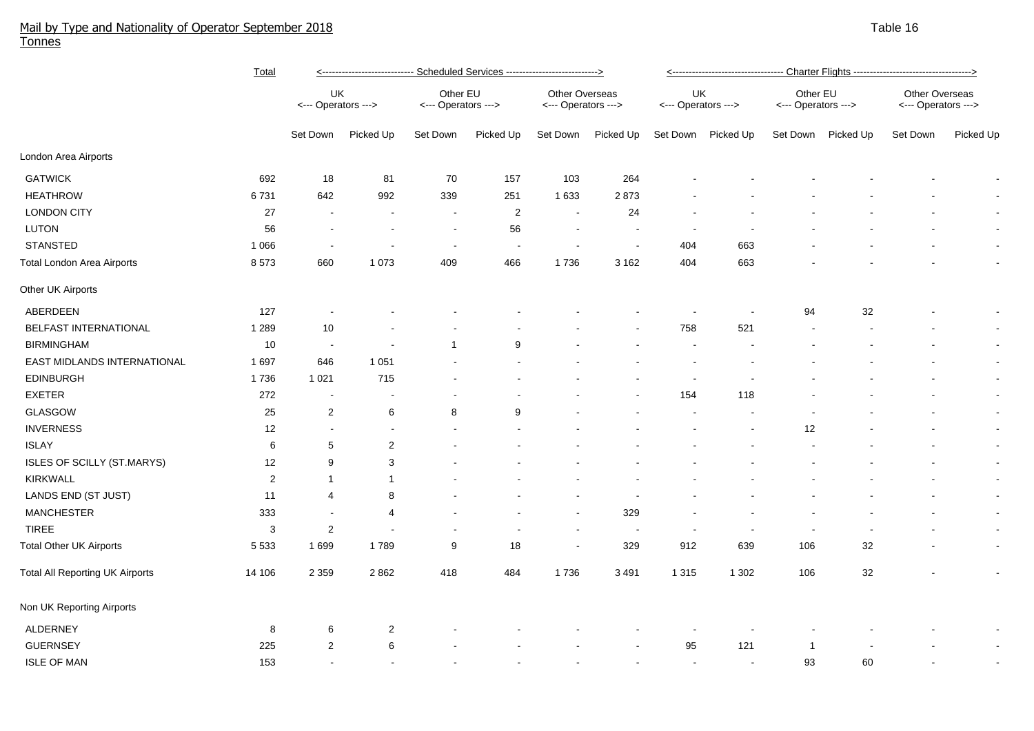# Mail by Type and Nationality of Operator September 2018

Tonnes

Table 16

| | Total | Scheduled Services | | | | | | Charter Flights | | | | | |
|---|---|---|---|---|---|---|---|---|---|---|---|---|---|
| | | UK Operators | | Other EU Operators | | Other Overseas Operators | | UK Operators | | Other EU Operators | | Other Overseas Operators | |
| | | Set Down | Picked Up | Set Down | Picked Up | Set Down | Picked Up | Set Down | Picked Up | Set Down | Picked Up | Set Down | Picked Up |
| **London Area Airports** | | | | | | | | | | | | | |
| GATWICK | 692 | 18 | 81 | 70 | 157 | 103 | 264 | - | - | - | - | - | - |
| HEATHROW | 6 731 | 642 | 992 | 339 | 251 | 1 633 | 2 873 | - | - | - | - | - | - |
| LONDON CITY | 27 | - | - | - | 2 | - | 24 | - | - | - | - | - | - |
| LUTON | 56 | - | - | - | 56 | - | - | - | - | - | - | - | - |
| STANSTED | 1 066 | - | - | - | - | - | - | 404 | 663 | - | - | - | - |
| Total London Area Airports | 8 573 | 660 | 1 073 | 409 | 466 | 1 736 | 3 162 | 404 | 663 | - | - | - | - |
| **Other UK Airports** | | | | | | | | | | | | | |
| ABERDEEN | 127 | - | - | - | - | - | - | - | - | 94 | 32 | - | - |
| BELFAST INTERNATIONAL | 1 289 | 10 | - | - | - | - | - | 758 | 521 | - | - | - | - |
| BIRMINGHAM | 10 | - | - | 1 | 9 | - | - | - | - | - | - | - | - |
| EAST MIDLANDS INTERNATIONAL | 1 697 | 646 | 1 051 | - | - | - | - | - | - | - | - | - | - |
| EDINBURGH | 1 736 | 1 021 | 715 | - | - | - | - | - | - | - | - | - | - |
| EXETER | 272 | - | - | - | - | - | - | 154 | 118 | - | - | - | - |
| GLASGOW | 25 | 2 | 6 | 8 | 9 | - | - | - | - | - | - | - | - |
| INVERNESS | 12 | - | - | - | - | - | - | - | - | 12 | - | - | - |
| ISLAY | 6 | 5 | 2 | - | - | - | - | - | - | - | - | - | - |
| ISLES OF SCILLY (ST.MARYS) | 12 | 9 | 3 | - | - | - | - | - | - | - | - | - | - |
| KIRKWALL | 2 | 1 | 1 | - | - | - | - | - | - | - | - | - | - |
| LANDS END (ST JUST) | 11 | 4 | 8 | - | - | - | - | - | - | - | - | - | - |
| MANCHESTER | 333 | - | 4 | - | - | - | 329 | - | - | - | - | - | - |
| TIREE | 3 | 2 | - | - | - | - | - | - | - | - | - | - | - |
| Total Other UK Airports | 5 533 | 1 699 | 1 789 | 9 | 18 | - | 329 | 912 | 639 | 106 | 32 | - | - |
| Total All Reporting UK Airports | 14 106 | 2 359 | 2 862 | 418 | 484 | 1 736 | 3 491 | 1 315 | 1 302 | 106 | 32 | - | - |
| **Non UK Reporting Airports** | | | | | | | | | | | | | |
| ALDERNEY | 8 | 6 | 2 | - | - | - | - | - | - | - | - | - | - |
| GUERNSEY | 225 | 2 | 6 | - | - | - | - | 95 | 121 | 1 | - | - | - |
| ISLE OF MAN | 153 | - | - | - | - | - | - | - | - | 93 | 60 | - | - |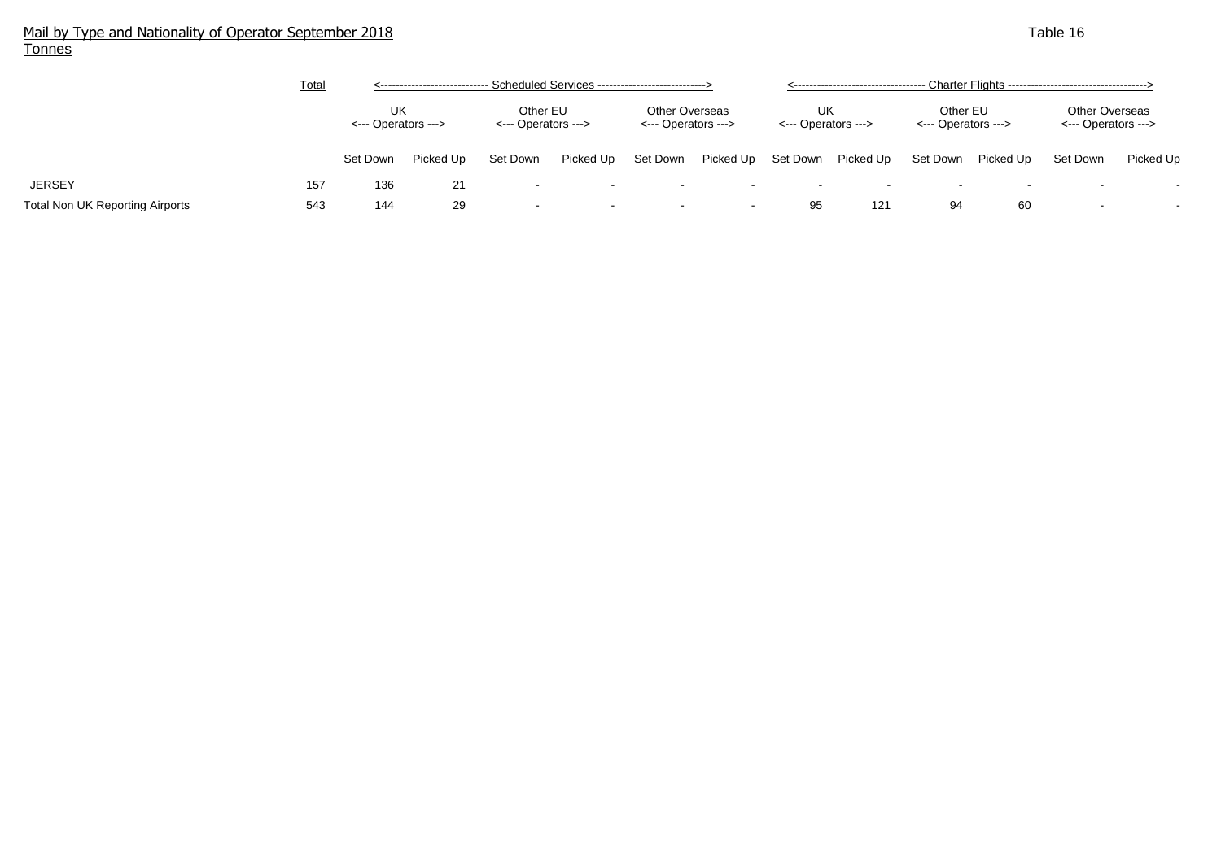Mail by Type and Nationality of Operator September 2018

Tonnes

Table 16

| | Total | Scheduled Services | | | | | | Charter Flights | | | | | |
|---|---|---|---|---|---|---|---|---|---|---|---|---|---|
| | | UK Operators | | Other EU Operators | | Other Overseas Operators | | UK Operators | | Other EU Operators | | Other Overseas Operators | |
| | | Set Down | Picked Up | Set Down | Picked Up | Set Down | Picked Up | Set Down | Picked Up | Set Down | Picked Up | Set Down | Picked Up |
| JERSEY | 157 | 136 | 21 | - | - | - | - | - | - | - | - | - | - |
| Total Non UK Reporting Airports | 543 | 144 | 29 | - | - | - | - | 95 | 121 | 94 | 60 | - | - |